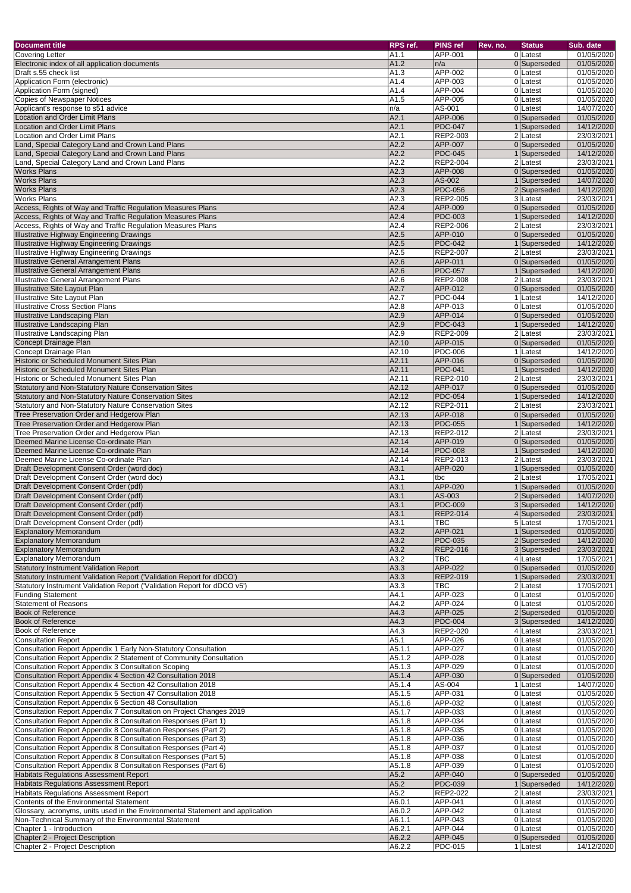| Document title | RPS ref. | PINS ref | Rev. no. | Status | Sub. date |
|---|---|---|---|---|---|
| Covering Letter | A1.1 | APP-001 | 0 | Latest | 01/05/2020 |
| Electronic index of all application documents | A1.2 | n/a | 0 | Superseded | 01/05/2020 |
| Draft s.55 check list | A1.3 | APP-002 | 0 | Latest | 01/05/2020 |
| Application Form (electronic) | A1.4 | APP-003 | 0 | Latest | 01/05/2020 |
| Application Form (signed) | A1.4 | APP-004 | 0 | Latest | 01/05/2020 |
| Copies of Newspaper Notices | A1.5 | APP-005 | 0 | Latest | 01/05/2020 |
| Applicant's response to s51 advice | n/a | AS-001 | 0 | Latest | 14/07/2020 |
| Location and Order Limit Plans | A2.1 | APP-006 | 0 | Superseded | 01/05/2020 |
| Location and Order Limit Plans | A2.1 | PDC-047 | 1 | Superseded | 14/12/2020 |
| Location and Order Limit Plans | A2.1 | REP2-003 | 2 | Latest | 23/03/2021 |
| Land, Special Category Land and Crown Land Plans | A2.2 | APP-007 | 0 | Superseded | 01/05/2020 |
| Land, Special Category Land and Crown Land Plans | A2.2 | PDC-045 | 1 | Superseded | 14/12/2020 |
| Land, Special Category Land and Crown Land Plans | A2.2 | REP2-004 | 2 | Latest | 23/03/2021 |
| Works Plans | A2.3 | APP-008 | 0 | Superseded | 01/05/2020 |
| Works Plans | A2.3 | AS-002 | 1 | Superseded | 14/07/2020 |
| Works Plans | A2.3 | PDC-056 | 2 | Superseded | 14/12/2020 |
| Works Plans | A2.3 | REP2-005 | 3 | Latest | 23/03/2021 |
| Access, Rights of Way and Traffic Regulation Measures Plans | A2.4 | APP-009 | 0 | Superseded | 01/05/2020 |
| Access, Rights of Way and Traffic Regulation Measures Plans | A2.4 | PDC-003 | 1 | Superseded | 14/12/2020 |
| Access, Rights of Way and Traffic Regulation Measures Plans | A2.4 | REP2-006 | 2 | Latest | 23/03/2021 |
| Illustrative Highway Engineering Drawings | A2.5 | APP-010 | 0 | Superseded | 01/05/2020 |
| Illustrative Highway Engineering Drawings | A2.5 | PDC-042 | 1 | Superseded | 14/12/2020 |
| Illustrative Highway Engineering Drawings | A2.5 | REP2-007 | 2 | Latest | 23/03/2021 |
| Illustrative General Arrangement Plans | A2.6 | APP-011 | 0 | Superseded | 01/05/2020 |
| Illustrative General Arrangement Plans | A2.6 | PDC-057 | 1 | Superseded | 14/12/2020 |
| Illustrative General Arrangement Plans | A2.6 | REP2-008 | 2 | Latest | 23/03/2021 |
| Illustrative Site Layout Plan | A2.7 | APP-012 | 0 | Superseded | 01/05/2020 |
| Illustrative Site Layout Plan | A2.7 | PDC-044 | 1 | Latest | 14/12/2020 |
| Illustrative Cross Section Plans | A2.8 | APP-013 | 0 | Latest | 01/05/2020 |
| Illustrative Landscaping Plan | A2.9 | APP-014 | 0 | Superseded | 01/05/2020 |
| Illustrative Landscaping Plan | A2.9 | PDC-043 | 1 | Superseded | 14/12/2020 |
| Illustrative Landscaping Plan | A2.9 | REP2-009 | 2 | Latest | 23/03/2021 |
| Concept Drainage Plan | A2.10 | APP-015 | 0 | Superseded | 01/05/2020 |
| Concept Drainage Plan | A2.10 | PDC-006 | 1 | Latest | 14/12/2020 |
| Historic or Scheduled Monument Sites Plan | A2.11 | APP-016 | 0 | Superseded | 01/05/2020 |
| Historic or Scheduled Monument Sites Plan | A2.11 | PDC-041 | 1 | Superseded | 14/12/2020 |
| Historic or Scheduled Monument Sites Plan | A2.11 | REP2-010 | 2 | Latest | 23/03/2021 |
| Statutory and Non-Statutory Nature Conservation Sites | A2.12 | APP-017 | 0 | Superseded | 01/05/2020 |
| Statutory and Non-Statutory Nature Conservation Sites | A2.12 | PDC-054 | 1 | Superseded | 14/12/2020 |
| Statutory and Non-Statutory Nature Conservation Sites | A2.12 | REP2-011 | 2 | Latest | 23/03/2021 |
| Tree Preservation Order and Hedgerow Plan | A2.13 | APP-018 | 0 | Superseded | 01/05/2020 |
| Tree Preservation Order and Hedgerow Plan | A2.13 | PDC-055 | 1 | Superseded | 14/12/2020 |
| Tree Preservation Order and Hedgerow Plan | A2.13 | REP2-012 | 2 | Latest | 23/03/2021 |
| Deemed Marine License Co-ordinate Plan | A2.14 | APP-019 | 0 | Superseded | 01/05/2020 |
| Deemed Marine License Co-ordinate Plan | A2.14 | PDC-008 | 1 | Superseded | 14/12/2020 |
| Deemed Marine License Co-ordinate Plan | A2.14 | REP2-013 | 2 | Latest | 23/03/2021 |
| Draft Development Consent Order (word doc) | A3.1 | APP-020 | 1 | Superseded | 01/05/2020 |
| Draft Development Consent Order (word doc) | A3.1 | tbc | 2 | Latest | 17/05/2021 |
| Draft Development Consent Order (pdf) | A3.1 | APP-020 | 1 | Superseded | 01/05/2020 |
| Draft Development Consent Order (pdf) | A3.1 | AS-003 | 2 | Superseded | 14/07/2020 |
| Draft Development Consent Order (pdf) | A3.1 | PDC-009 | 3 | Superseded | 14/12/2020 |
| Draft Development Consent Order (pdf) | A3.1 | REP2-014 | 4 | Superseded | 23/03/2021 |
| Draft Development Consent Order (pdf) | A3.1 | TBC | 5 | Latest | 17/05/2021 |
| Explanatory Memorandum | A3.2 | APP-021 | 1 | Superseded | 01/05/2020 |
| Explanatory Memorandum | A3.2 | PDC-035 | 2 | Superseded | 14/12/2020 |
| Explanatory Memorandum | A3.2 | REP2-016 | 3 | Superseded | 23/03/2021 |
| Explanatory Memorandum | A3.2 | TBC | 4 | Latest | 17/05/2021 |
| Statutory Instrument Validation Report | A3.3 | APP-022 | 0 | Superseded | 01/05/2020 |
| Statutory Instrument Validation Report ('Validation Report for dDCO') | A3.3 | REP2-019 | 1 | Superseded | 23/03/2021 |
| Statutory Instrument Validation Report ('Validation Report for dDCO v5') | A3.3 | TBC | 2 | Latest | 17/05/2021 |
| Funding Statement | A4.1 | APP-023 | 0 | Latest | 01/05/2020 |
| Statement of Reasons | A4.2 | APP-024 | 0 | Latest | 01/05/2020 |
| Book of Reference | A4.3 | APP-025 | 2 | Superseded | 01/05/2020 |
| Book of Reference | A4.3 | PDC-004 | 3 | Superseded | 14/12/2020 |
| Book of Reference | A4.3 | REP2-020 | 4 | Latest | 23/03/2021 |
| Consultation Report | A5.1 | APP-026 | 0 | Latest | 01/05/2020 |
| Consultation Report Appendix 1 Early Non-Statutory Consultation | A5.1.1 | APP-027 | 0 | Latest | 01/05/2020 |
| Consultation Report Appendix 2 Statement of Community Consultation | A5.1.2 | APP-028 | 0 | Latest | 01/05/2020 |
| Consultation Report Appendix 3 Consultation Scoping | A5.1.3 | APP-029 | 0 | Latest | 01/05/2020 |
| Consultation Report Appendix 4 Section 42 Consultation 2018 | A5.1.4 | APP-030 | 0 | Superseded | 01/05/2020 |
| Consultation Report Appendix 4 Section 42 Consultation 2018 | A5.1.4 | AS-004 | 1 | Latest | 14/07/2020 |
| Consultation Report Appendix 5 Section 47 Consultation 2018 | A5.1.5 | APP-031 | 0 | Latest | 01/05/2020 |
| Consultation Report Appendix 6 Section 48 Consultation | A5.1.6 | APP-032 | 0 | Latest | 01/05/2020 |
| Consultation Report Appendix 7 Consultation on Project Changes 2019 | A5.1.7 | APP-033 | 0 | Latest | 01/05/2020 |
| Consultation Report Appendix 8 Consultation Responses (Part 1) | A5.1.8 | APP-034 | 0 | Latest | 01/05/2020 |
| Consultation Report Appendix 8 Consultation Responses (Part 2) | A5.1.8 | APP-035 | 0 | Latest | 01/05/2020 |
| Consultation Report Appendix 8 Consultation Responses (Part 3) | A5.1.8 | APP-036 | 0 | Latest | 01/05/2020 |
| Consultation Report Appendix 8 Consultation Responses (Part 4) | A5.1.8 | APP-037 | 0 | Latest | 01/05/2020 |
| Consultation Report Appendix 8 Consultation Responses (Part 5) | A5.1.8 | APP-038 | 0 | Latest | 01/05/2020 |
| Consultation Report Appendix 8 Consultation Responses (Part 6) | A5.1.8 | APP-039 | 0 | Latest | 01/05/2020 |
| Habitats Regulations Assessment Report | A5.2 | APP-040 | 0 | Superseded | 01/05/2020 |
| Habitats Regulations Assessment Report | A5.2 | PDC-039 | 1 | Superseded | 14/12/2020 |
| Habitats Regulations Assessment Report | A5.2 | REP2-022 | 2 | Latest | 23/03/2021 |
| Contents of the Environmental Statement | A6.0.1 | APP-041 | 0 | Latest | 01/05/2020 |
| Glossary, acronyms, units used in the Environmental Statement and application | A6.0.2 | APP-042 | 0 | Latest | 01/05/2020 |
| Non-Technical Summary of the Environmental Statement | A6.1.1 | APP-043 | 0 | Latest | 01/05/2020 |
| Chapter 1 - Introduction | A6.2.1 | APP-044 | 0 | Latest | 01/05/2020 |
| Chapter 2 - Project Description | A6.2.2 | APP-045 | 0 | Superseded | 01/05/2020 |
| Chapter 2 - Project Description | A6.2.2 | PDC-015 | 1 | Latest | 14/12/2020 |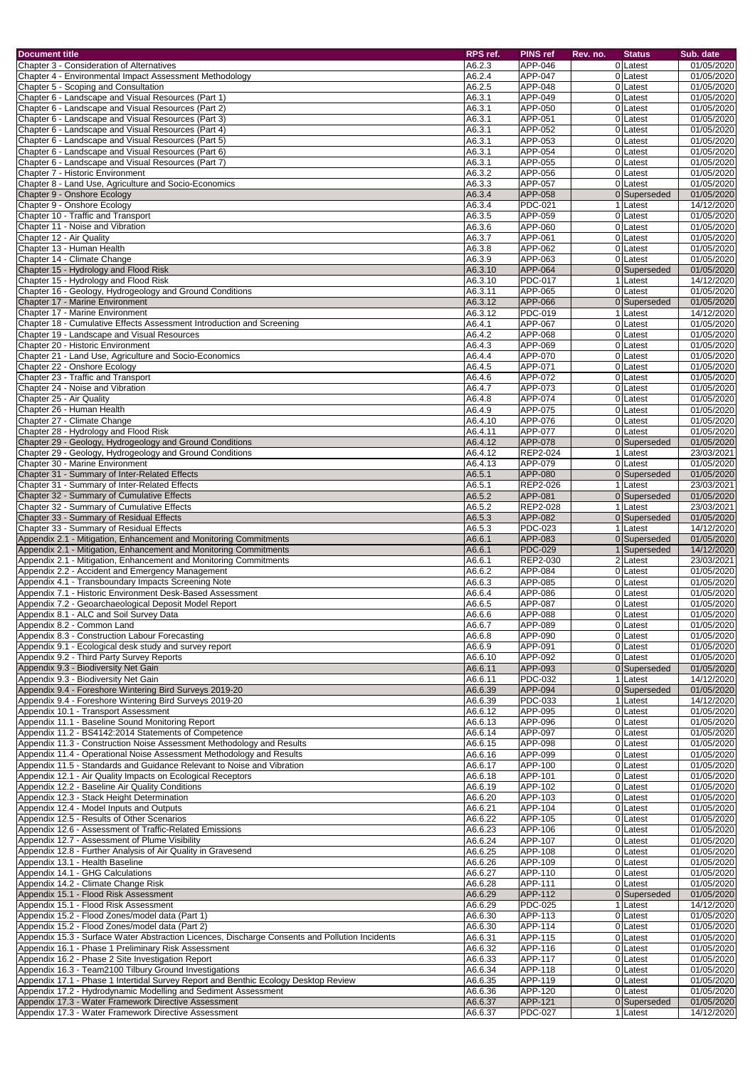| Document title | RPS ref. | PINS ref | Rev. no. | Status | Sub. date |
|---|---|---|---|---|---|
| Chapter 3 - Consideration of Alternatives | A6.2.3 | APP-046 | 0 | Latest | 01/05/2020 |
| Chapter 4 - Environmental Impact Assessment Methodology | A6.2.4 | APP-047 | 0 | Latest | 01/05/2020 |
| Chapter 5 - Scoping and Consultation | A6.2.5 | APP-048 | 0 | Latest | 01/05/2020 |
| Chapter 6 - Landscape and Visual Resources (Part 1) | A6.3.1 | APP-049 | 0 | Latest | 01/05/2020 |
| Chapter 6 - Landscape and Visual Resources (Part 2) | A6.3.1 | APP-050 | 0 | Latest | 01/05/2020 |
| Chapter 6 - Landscape and Visual Resources (Part 3) | A6.3.1 | APP-051 | 0 | Latest | 01/05/2020 |
| Chapter 6 - Landscape and Visual Resources (Part 4) | A6.3.1 | APP-052 | 0 | Latest | 01/05/2020 |
| Chapter 6 - Landscape and Visual Resources (Part 5) | A6.3.1 | APP-053 | 0 | Latest | 01/05/2020 |
| Chapter 6 - Landscape and Visual Resources (Part 6) | A6.3.1 | APP-054 | 0 | Latest | 01/05/2020 |
| Chapter 6 - Landscape and Visual Resources (Part 7) | A6.3.1 | APP-055 | 0 | Latest | 01/05/2020 |
| Chapter 7 - Historic Environment | A6.3.2 | APP-056 | 0 | Latest | 01/05/2020 |
| Chapter 8 - Land Use, Agriculture and Socio-Economics | A6.3.3 | APP-057 | 0 | Latest | 01/05/2020 |
| Chapter 9 - Onshore Ecology | A6.3.4 | APP-058 | 0 | Superseded | 01/05/2020 |
| Chapter 9 - Onshore Ecology | A6.3.4 | PDC-021 | 1 | Latest | 14/12/2020 |
| Chapter 10 - Traffic and Transport | A6.3.5 | APP-059 | 0 | Latest | 01/05/2020 |
| Chapter 11 - Noise and Vibration | A6.3.6 | APP-060 | 0 | Latest | 01/05/2020 |
| Chapter 12 - Air Quality | A6.3.7 | APP-061 | 0 | Latest | 01/05/2020 |
| Chapter 13 - Human Health | A6.3.8 | APP-062 | 0 | Latest | 01/05/2020 |
| Chapter 14 - Climate Change | A6.3.9 | APP-063 | 0 | Latest | 01/05/2020 |
| Chapter 15 - Hydrology and Flood Risk | A6.3.10 | APP-064 | 0 | Superseded | 01/05/2020 |
| Chapter 15 - Hydrology and Flood Risk | A6.3.10 | PDC-017 | 1 | Latest | 14/12/2020 |
| Chapter 16 - Geology, Hydrogeology and Ground Conditions | A6.3.11 | APP-065 | 0 | Latest | 01/05/2020 |
| Chapter 17 - Marine Environment | A6.3.12 | APP-066 | 0 | Superseded | 01/05/2020 |
| Chapter 17 - Marine Environment | A6.3.12 | PDC-019 | 1 | Latest | 14/12/2020 |
| Chapter 18 - Cumulative Effects Assessment Introduction and Screening | A6.4.1 | APP-067 | 0 | Latest | 01/05/2020 |
| Chapter 19 - Landscape and Visual Resources | A6.4.2 | APP-068 | 0 | Latest | 01/05/2020 |
| Chapter 20 - Historic Environment | A6.4.3 | APP-069 | 0 | Latest | 01/05/2020 |
| Chapter 21 - Land Use, Agriculture and Socio-Economics | A6.4.4 | APP-070 | 0 | Latest | 01/05/2020 |
| Chapter 22 - Onshore Ecology | A6.4.5 | APP-071 | 0 | Latest | 01/05/2020 |
| Chapter 23 - Traffic and Transport | A6.4.6 | APP-072 | 0 | Latest | 01/05/2020 |
| Chapter 24 - Noise and Vibration | A6.4.7 | APP-073 | 0 | Latest | 01/05/2020 |
| Chapter 25 - Air Quality | A6.4.8 | APP-074 | 0 | Latest | 01/05/2020 |
| Chapter 26 - Human Health | A6.4.9 | APP-075 | 0 | Latest | 01/05/2020 |
| Chapter 27 - Climate Change | A6.4.10 | APP-076 | 0 | Latest | 01/05/2020 |
| Chapter 28 - Hydrology and Flood Risk | A6.4.11 | APP-077 | 0 | Latest | 01/05/2020 |
| Chapter 29 - Geology, Hydrogeology and Ground Conditions | A6.4.12 | APP-078 | 0 | Superseded | 01/05/2020 |
| Chapter 29 - Geology, Hydrogeology and Ground Conditions | A6.4.12 | REP2-024 | 1 | Latest | 23/03/2021 |
| Chapter 30 - Marine Environment | A6.4.13 | APP-079 | 0 | Latest | 01/05/2020 |
| Chapter 31 - Summary of Inter-Related Effects | A6.5.1 | APP-080 | 0 | Superseded | 01/05/2020 |
| Chapter 31 - Summary of Inter-Related Effects | A6.5.1 | REP2-026 | 1 | Latest | 23/03/2021 |
| Chapter 32 - Summary of Cumulative Effects | A6.5.2 | APP-081 | 0 | Superseded | 01/05/2020 |
| Chapter 32 - Summary of Cumulative Effects | A6.5.2 | REP2-028 | 1 | Latest | 23/03/2021 |
| Chapter 33 - Summary of Residual Effects | A6.5.3 | APP-082 | 0 | Superseded | 01/05/2020 |
| Chapter 33 - Summary of Residual Effects | A6.5.3 | PDC-023 | 1 | Latest | 14/12/2020 |
| Appendix 2.1 - Mitigation, Enhancement and Monitoring Commitments | A6.6.1 | APP-083 | 0 | Superseded | 01/05/2020 |
| Appendix 2.1 - Mitigation, Enhancement and Monitoring Commitments | A6.6.1 | PDC-029 | 1 | Superseded | 14/12/2020 |
| Appendix 2.1 - Mitigation, Enhancement and Monitoring Commitments | A6.6.1 | REP2-030 | 2 | Latest | 23/03/2021 |
| Appendix 2.2 - Accident and Emergency Management | A6.6.2 | APP-084 | 0 | Latest | 01/05/2020 |
| Appendix 4.1 - Transboundary Impacts Screening Note | A6.6.3 | APP-085 | 0 | Latest | 01/05/2020 |
| Appendix 7.1 - Historic Environment Desk-Based Assessment | A6.6.4 | APP-086 | 0 | Latest | 01/05/2020 |
| Appendix 7.2 - Geoarchaeological Deposit Model Report | A6.6.5 | APP-087 | 0 | Latest | 01/05/2020 |
| Appendix 8.1 - ALC and Soil Survey Data | A6.6.6 | APP-088 | 0 | Latest | 01/05/2020 |
| Appendix 8.2 - Common Land | A6.6.7 | APP-089 | 0 | Latest | 01/05/2020 |
| Appendix 8.3 - Construction Labour Forecasting | A6.6.8 | APP-090 | 0 | Latest | 01/05/2020 |
| Appendix 9.1 - Ecological desk study and survey report | A6.6.9 | APP-091 | 0 | Latest | 01/05/2020 |
| Appendix 9.2 - Third Party Survey Reports | A6.6.10 | APP-092 | 0 | Latest | 01/05/2020 |
| Appendix 9.3 - Biodiversity Net Gain | A6.6.11 | APP-093 | 0 | Superseded | 01/05/2020 |
| Appendix 9.3 - Biodiversity Net Gain | A6.6.11 | PDC-032 | 1 | Latest | 14/12/2020 |
| Appendix 9.4 - Foreshore Wintering Bird Surveys 2019-20 | A6.6.39 | APP-094 | 0 | Superseded | 01/05/2020 |
| Appendix 9.4 - Foreshore Wintering Bird Surveys 2019-20 | A6.6.39 | PDC-033 | 1 | Latest | 14/12/2020 |
| Appendix 10.1 - Transport Assessment | A6.6.12 | APP-095 | 0 | Latest | 01/05/2020 |
| Appendix 11.1 - Baseline Sound Monitoring Report | A6.6.13 | APP-096 | 0 | Latest | 01/05/2020 |
| Appendix 11.2 - BS4142:2014 Statements of Competence | A6.6.14 | APP-097 | 0 | Latest | 01/05/2020 |
| Appendix 11.3 - Construction Noise Assessment Methodology and Results | A6.6.15 | APP-098 | 0 | Latest | 01/05/2020 |
| Appendix 11.4 - Operational Noise Assessment Methodology and Results | A6.6.16 | APP-099 | 0 | Latest | 01/05/2020 |
| Appendix 11.5 - Standards and Guidance Relevant to Noise and Vibration | A6.6.17 | APP-100 | 0 | Latest | 01/05/2020 |
| Appendix 12.1 - Air Quality Impacts on Ecological Receptors | A6.6.18 | APP-101 | 0 | Latest | 01/05/2020 |
| Appendix 12.2 - Baseline Air Quality Conditions | A6.6.19 | APP-102 | 0 | Latest | 01/05/2020 |
| Appendix 12.3 - Stack Height Determination | A6.6.20 | APP-103 | 0 | Latest | 01/05/2020 |
| Appendix 12.4 - Model Inputs and Outputs | A6.6.21 | APP-104 | 0 | Latest | 01/05/2020 |
| Appendix 12.5 - Results of Other Scenarios | A6.6.22 | APP-105 | 0 | Latest | 01/05/2020 |
| Appendix 12.6 - Assessment of Traffic-Related Emissions | A6.6.23 | APP-106 | 0 | Latest | 01/05/2020 |
| Appendix 12.7 - Assessment of Plume Visibility | A6.6.24 | APP-107 | 0 | Latest | 01/05/2020 |
| Appendix 12.8 - Further Analysis of Air Quality in Gravesend | A6.6.25 | APP-108 | 0 | Latest | 01/05/2020 |
| Appendix 13.1 - Health Baseline | A6.6.26 | APP-109 | 0 | Latest | 01/05/2020 |
| Appendix 14.1 - GHG Calculations | A6.6.27 | APP-110 | 0 | Latest | 01/05/2020 |
| Appendix 14.2 - Climate Change Risk | A6.6.28 | APP-111 | 0 | Latest | 01/05/2020 |
| Appendix 15.1 - Flood Risk Assessment | A6.6.29 | APP-112 | 0 | Superseded | 01/05/2020 |
| Appendix 15.1 - Flood Risk Assessment | A6.6.29 | PDC-025 | 1 | Latest | 14/12/2020 |
| Appendix 15.2 - Flood Zones/model data (Part 1) | A6.6.30 | APP-113 | 0 | Latest | 01/05/2020 |
| Appendix 15.2 - Flood Zones/model data (Part 2) | A6.6.30 | APP-114 | 0 | Latest | 01/05/2020 |
| Appendix 15.3 - Surface Water Abstraction Licences, Discharge Consents and Pollution Incidents | A6.6.31 | APP-115 | 0 | Latest | 01/05/2020 |
| Appendix 16.1 - Phase 1 Preliminary Risk Assessment | A6.6.32 | APP-116 | 0 | Latest | 01/05/2020 |
| Appendix 16.2 - Phase 2 Site Investigation Report | A6.6.33 | APP-117 | 0 | Latest | 01/05/2020 |
| Appendix 16.3 - Team2100 Tilbury Ground Investigations | A6.6.34 | APP-118 | 0 | Latest | 01/05/2020 |
| Appendix 17.1 - Phase 1 Intertidal Survey Report and Benthic Ecology Desktop Review | A6.6.35 | APP-119 | 0 | Latest | 01/05/2020 |
| Appendix 17.2 - Hydrodynamic Modelling and Sediment Assessment | A6.6.36 | APP-120 | 0 | Latest | 01/05/2020 |
| Appendix 17.3 - Water Framework Directive Assessment | A6.6.37 | APP-121 | 0 | Superseded | 01/05/2020 |
| Appendix 17.3 - Water Framework Directive Assessment | A6.6.37 | PDC-027 | 1 | Latest | 14/12/2020 |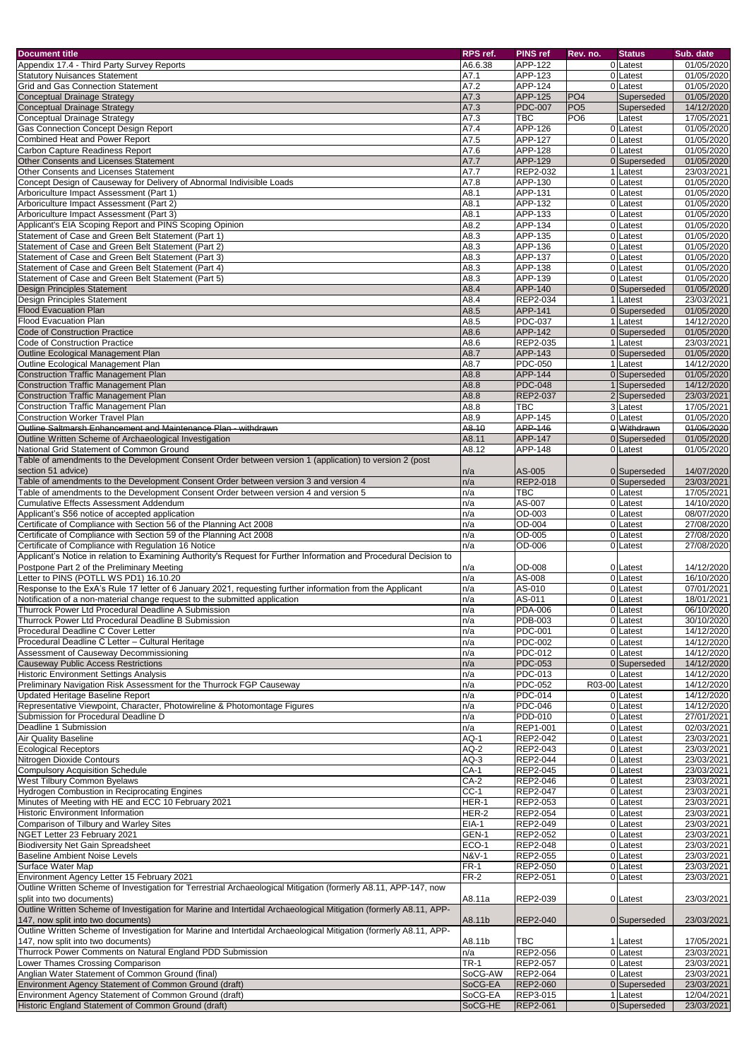| Document title | RPS ref. | PINS ref | Rev. no. | Status | Sub. date |
|---|---|---|---|---|---|
| Appendix 17.4 - Third Party Survey Reports | A6.6.38 | APP-122 | 0 | Latest | 01/05/2020 |
| Statutory Nuisances Statement | A7.1 | APP-123 | 0 | Latest | 01/05/2020 |
| Grid and Gas Connection Statement | A7.2 | APP-124 | 0 | Latest | 01/05/2020 |
| Conceptual Drainage Strategy | A7.3 | APP-125 | PO4 | Superseded | 01/05/2020 |
| Conceptual Drainage Strategy | A7.3 | PDC-007 | PO5 | Superseded | 14/12/2020 |
| Conceptual Drainage Strategy | A7.3 | TBC | PO6 | Latest | 17/05/2021 |
| Gas Connection Concept Design Report | A7.4 | APP-126 | 0 | Latest | 01/05/2020 |
| Combined Heat and Power Report | A7.5 | APP-127 | 0 | Latest | 01/05/2020 |
| Carbon Capture Readiness Report | A7.6 | APP-128 | 0 | Latest | 01/05/2020 |
| Other Consents and Licenses Statement | A7.7 | APP-129 | 0 | Superseded | 01/05/2020 |
| Other Consents and Licenses Statement | A7.7 | REP2-032 | 1 | Latest | 23/03/2021 |
| Concept Design of Causeway for Delivery of Abnormal Indivisible Loads | A7.8 | APP-130 | 0 | Latest | 01/05/2020 |
| Arboriculture Impact Assessment (Part 1) | A8.1 | APP-131 | 0 | Latest | 01/05/2020 |
| Arboriculture Impact Assessment (Part 2) | A8.1 | APP-132 | 0 | Latest | 01/05/2020 |
| Arboriculture Impact Assessment (Part 3) | A8.1 | APP-133 | 0 | Latest | 01/05/2020 |
| Applicant's EIA Scoping Report and PINS Scoping Opinion | A8.2 | APP-134 | 0 | Latest | 01/05/2020 |
| Statement of Case and Green Belt Statement (Part 1) | A8.3 | APP-135 | 0 | Latest | 01/05/2020 |
| Statement of Case and Green Belt Statement (Part 2) | A8.3 | APP-136 | 0 | Latest | 01/05/2020 |
| Statement of Case and Green Belt Statement (Part 3) | A8.3 | APP-137 | 0 | Latest | 01/05/2020 |
| Statement of Case and Green Belt Statement (Part 4) | A8.3 | APP-138 | 0 | Latest | 01/05/2020 |
| Statement of Case and Green Belt Statement (Part 5) | A8.3 | APP-139 | 0 | Latest | 01/05/2020 |
| Design Principles Statement | A8.4 | APP-140 | 0 | Superseded | 01/05/2020 |
| Design Principles Statement | A8.4 | REP2-034 | 1 | Latest | 23/03/2021 |
| Flood Evacuation Plan | A8.5 | APP-141 | 0 | Superseded | 01/05/2020 |
| Flood Evacuation Plan | A8.5 | PDC-037 | 1 | Latest | 14/12/2020 |
| Code of Construction Practice | A8.6 | APP-142 | 0 | Superseded | 01/05/2020 |
| Code of Construction Practice | A8.6 | REP2-035 | 1 | Latest | 23/03/2021 |
| Outline Ecological Management Plan | A8.7 | APP-143 | 0 | Superseded | 01/05/2020 |
| Outline Ecological Management Plan | A8.7 | PDC-050 | 1 | Latest | 14/12/2020 |
| Construction Traffic Management Plan | A8.8 | APP-144 | 0 | Superseded | 01/05/2020 |
| Construction Traffic Management Plan | A8.8 | PDC-048 | 1 | Superseded | 14/12/2020 |
| Construction Traffic Management Plan | A8.8 | REP2-037 | 2 | Superseded | 23/03/2021 |
| Construction Traffic Management Plan | A8.8 | TBC | 3 | Latest | 17/05/2021 |
| Construction Worker Travel Plan | A8.9 | APP-145 | 0 | Latest | 01/05/2020 |
| ~~Outline Saltmarsh Enhancement and Maintenance Plan - withdrawn~~ | ~~A8.10~~ | ~~APP-146~~ | ~~0~~ | ~~Withdrawn~~ | ~~01/05/2020~~ |
| Outline Written Scheme of Archaeological Investigation | A8.11 | APP-147 | 0 | Superseded | 01/05/2020 |
| National Grid Statement of Common Ground | A8.12 | APP-148 | 0 | Latest | 01/05/2020 |
| Table of amendments to the Development Consent Order between version 1 (application) to version 2 (post section 51 advice) | n/a | AS-005 | 0 | Superseded | 14/07/2020 |
| Table of amendments to the Development Consent Order between version 3 and version 4 | n/a | REP2-018 | 0 | Superseded | 23/03/2021 |
| Table of amendments to the Development Consent Order between version 4 and version 5 | n/a | TBC | 0 | Latest | 17/05/2021 |
| Cumulative Effects Assessment Addendum | n/a | AS-007 | 0 | Latest | 14/10/2020 |
| Applicant's S56 notice of accepted application | n/a | OD-003 | 0 | Latest | 08/07/2020 |
| Certificate of Compliance with Section 56 of the Planning Act 2008 | n/a | OD-004 | 0 | Latest | 27/08/2020 |
| Certificate of Compliance with Section 59 of the Planning Act 2008 | n/a | OD-005 | 0 | Latest | 27/08/2020 |
| Certificate of Compliance with Regulation 16 Notice | n/a | OD-006 | 0 | Latest | 27/08/2020 |
| Applicant's Notice in relation to Examining Authority's Request for Further Information and Procedural Decision to Postpone Part 2 of the Preliminary Meeting | n/a | OD-008 | 0 | Latest | 14/12/2020 |
| Letter to PINS (POTLL WS PD1) 16.10.20 | n/a | AS-008 | 0 | Latest | 16/10/2020 |
| Response to the ExA's Rule 17 letter of 6 January 2021, requesting further information from the Applicant | n/a | AS-010 | 0 | Latest | 07/01/2021 |
| Notification of a non-material change request to the submitted application | n/a | AS-011 | 0 | Latest | 18/01/2021 |
| Thurrock Power Ltd Procedural Deadline A Submission | n/a | PDA-006 | 0 | Latest | 06/10/2020 |
| Thurrock Power Ltd Procedural Deadline B Submission | n/a | PDB-003 | 0 | Latest | 30/10/2020 |
| Procedural Deadline C Cover Letter | n/a | PDC-001 | 0 | Latest | 14/12/2020 |
| Procedural Deadline C Letter – Cultural Heritage | n/a | PDC-002 | 0 | Latest | 14/12/2020 |
| Assessment of Causeway Decommissioning | n/a | PDC-012 | 0 | Latest | 14/12/2020 |
| Causeway Public Access Restrictions | n/a | PDC-053 | 0 | Superseded | 14/12/2020 |
| Historic Environment Settings Analysis | n/a | PDC-013 | 0 | Latest | 14/12/2020 |
| Preliminary Navigation Risk Assessment for the Thurrock FGP Causeway | n/a | PDC-052 | R03-00 | Latest | 14/12/2020 |
| Updated Heritage Baseline Report | n/a | PDC-014 | 0 | Latest | 14/12/2020 |
| Representative Viewpoint, Character, Photowireline & Photomontage Figures | n/a | PDC-046 | 0 | Latest | 14/12/2020 |
| Submission for Procedural Deadline D | n/a | PDD-010 | 0 | Latest | 27/01/2021 |
| Deadline 1 Submission | n/a | REP1-001 | 0 | Latest | 02/03/2021 |
| Air Quality Baseline | AQ-1 | REP2-042 | 0 | Latest | 23/03/2021 |
| Ecological Receptors | AQ-2 | REP2-043 | 0 | Latest | 23/03/2021 |
| Nitrogen Dioxide Contours | AQ-3 | REP2-044 | 0 | Latest | 23/03/2021 |
| Compulsory Acquisition Schedule | CA-1 | REP2-045 | 0 | Latest | 23/03/2021 |
| West Tilbury Common Byelaws | CA-2 | REP2-046 | 0 | Latest | 23/03/2021 |
| Hydrogen Combustion in Reciprocating Engines | CC-1 | REP2-047 | 0 | Latest | 23/03/2021 |
| Minutes of Meeting with HE and ECC 10 February 2021 | HER-1 | REP2-053 | 0 | Latest | 23/03/2021 |
| Historic Environment Information | HER-2 | REP2-054 | 0 | Latest | 23/03/2021 |
| Comparison of Tilbury and Warley Sites | EIA-1 | REP2-049 | 0 | Latest | 23/03/2021 |
| NGET Letter 23 February 2021 | GEN-1 | REP2-052 | 0 | Latest | 23/03/2021 |
| Biodiversity Net Gain Spreadsheet | ECO-1 | REP2-048 | 0 | Latest | 23/03/2021 |
| Baseline Ambient Noise Levels | N&V-1 | REP2-055 | 0 | Latest | 23/03/2021 |
| Surface Water Map | FR-1 | REP2-050 | 0 | Latest | 23/03/2021 |
| Environment Agency Letter 15 February 2021 | FR-2 | REP2-051 | 0 | Latest | 23/03/2021 |
| Outline Written Scheme of Investigation for Terrestrial Archaeological Mitigation (formerly A8.11, APP-147, now split into two documents) | A8.11a | REP2-039 | 0 | Latest | 23/03/2021 |
| Outline Written Scheme of Investigation for Marine and Intertidal Archaeological Mitigation (formerly A8.11, APP-147, now split into two documents) | A8.11b | REP2-040 | 0 | Superseded | 23/03/2021 |
| Outline Written Scheme of Investigation for Marine and Intertidal Archaeological Mitigation (formerly A8.11, APP-147, now split into two documents) | A8.11b | TBC | 1 | Latest | 17/05/2021 |
| Thurrock Power Comments on Natural England PDD Submission | n/a | REP2-056 | 0 | Latest | 23/03/2021 |
| Lower Thames Crossing Comparison | TR-1 | REP2-057 | 0 | Latest | 23/03/2021 |
| Anglian Water Statement of Common Ground (final) | SoCG-AW | REP2-064 | 0 | Latest | 23/03/2021 |
| Environment Agency Statement of Common Ground (draft) | SoCG-EA | REP2-060 | 0 | Superseded | 23/03/2021 |
| Environment Agency Statement of Common Ground (draft) | SoCG-EA | REP3-015 | 1 | Latest | 12/04/2021 |
| Historic England Statement of Common Ground (draft) | SoCG-HE | REP2-061 | 0 | Superseded | 23/03/2021 |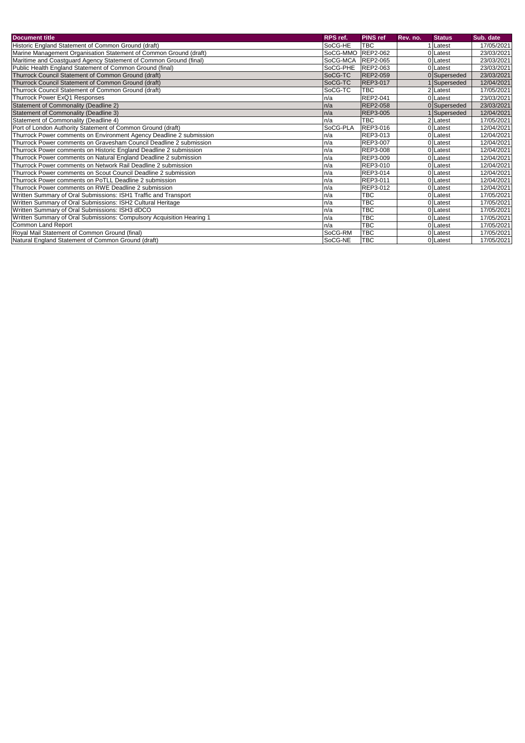| Document title | RPS ref. | PINS ref | Rev. no. | Status | Sub. date |
|---|---|---|---|---|---|
| Historic England Statement of Common Ground (draft) | SoCG-HE | TBC | 1 | Latest | 17/05/2021 |
| Marine Management Organisation Statement of Common Ground (draft) | SoCG-MMO | REP2-062 | 0 | Latest | 23/03/2021 |
| Maritime and Coastguard Agency Statement of Common Ground (final) | SoCG-MCA | REP2-065 | 0 | Latest | 23/03/2021 |
| Public Health England Statement of Common Ground (final) | SoCG-PHE | REP2-063 | 0 | Latest | 23/03/2021 |
| Thurrock Council Statement of Common Ground (draft) | SoCG-TC | REP2-059 | 0 | Superseded | 23/03/2021 |
| Thurrock Council Statement of Common Ground (draft) | SoCG-TC | REP3-017 | 1 | Superseded | 12/04/2021 |
| Thurrock Council Statement of Common Ground (draft) | SoCG-TC | TBC | 2 | Latest | 17/05/2021 |
| Thurrock Power ExQ1 Responses | n/a | REP2-041 | 0 | Latest | 23/03/2021 |
| Statement of Commonality (Deadline 2) | n/a | REP2-058 | 0 | Superseded | 23/03/2021 |
| Statement of Commonality (Deadline 3) | n/a | REP3-005 | 1 | Superseded | 12/04/2021 |
| Statement of Commonality (Deadline 4) | n/a | TBC | 2 | Latest | 17/05/2021 |
| Port of London Authority Statement of Common Ground (draft) | SoCG-PLA | REP3-016 | 0 | Latest | 12/04/2021 |
| Thurrock Power comments on Environment Agency Deadline 2 submission | n/a | REP3-013 | 0 | Latest | 12/04/2021 |
| Thurrock Power comments on Gravesham Council Deadline 2 submission | n/a | REP3-007 | 0 | Latest | 12/04/2021 |
| Thurrock Power comments on Historic England Deadline 2 submission | n/a | REP3-008 | 0 | Latest | 12/04/2021 |
| Thurrock Power comments on Natural England Deadline 2 submission | n/a | REP3-009 | 0 | Latest | 12/04/2021 |
| Thurrock Power comments on Network Rail Deadline 2 submission | n/a | REP3-010 | 0 | Latest | 12/04/2021 |
| Thurrock Power comments on Scout Council Deadline 2 submission | n/a | REP3-014 | 0 | Latest | 12/04/2021 |
| Thurrock Power comments on PoTLL Deadline 2 submission | n/a | REP3-011 | 0 | Latest | 12/04/2021 |
| Thurrock Power comments on RWE Deadline 2 submission | n/a | REP3-012 | 0 | Latest | 12/04/2021 |
| Written Summary of Oral Submissions: ISH1 Traffic and Transport | n/a | TBC | 0 | Latest | 17/05/2021 |
| Written Summary of Oral Submissions: ISH2 Cultural Heritage | n/a | TBC | 0 | Latest | 17/05/2021 |
| Written Summary of Oral Submissions: ISH3 dDCO | n/a | TBC | 0 | Latest | 17/05/2021 |
| Written Summary of Oral Submissions: Compulsory Acquisition Hearing 1 | n/a | TBC | 0 | Latest | 17/05/2021 |
| Common Land Report | n/a | TBC | 0 | Latest | 17/05/2021 |
| Royal Mail Statement of Common Ground (final) | SoCG-RM | TBC | 0 | Latest | 17/05/2021 |
| Natural England Statement of Common Ground (draft) | SoCG-NE | TBC | 0 | Latest | 17/05/2021 |